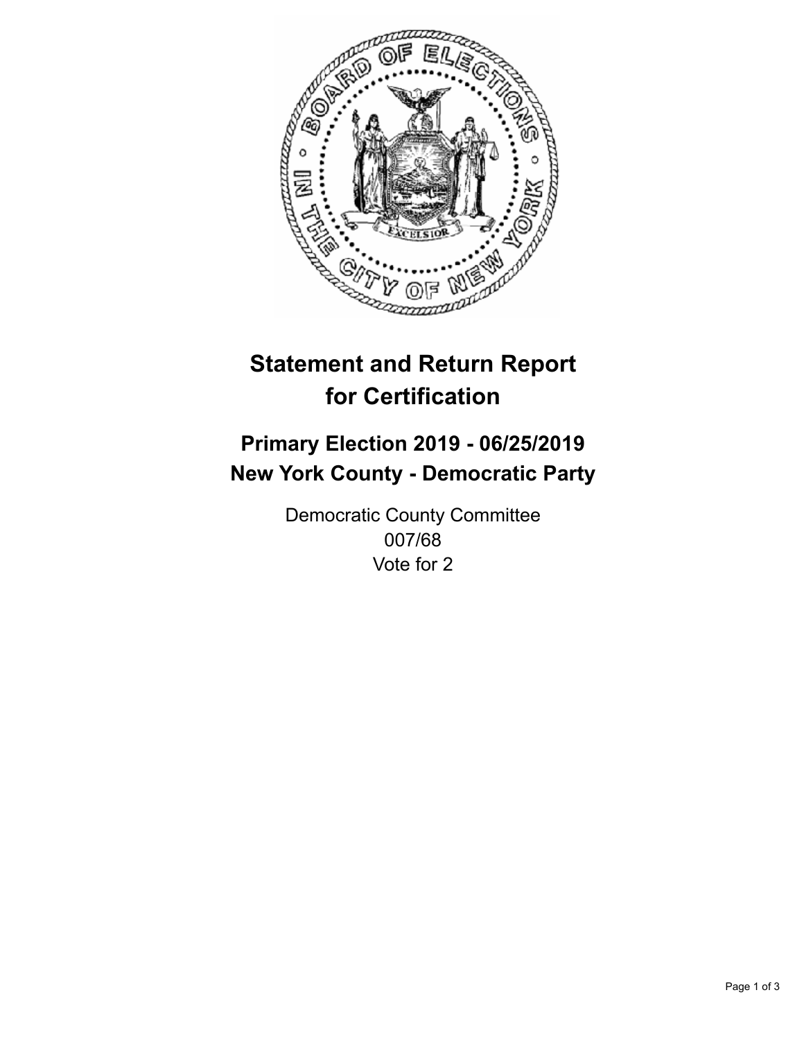# Statement and Return Report for Certification

## Primary Election 2019 - 06/25/2019
## New York County - Democratic Party

Democratic County Committee
007/68
Vote for 2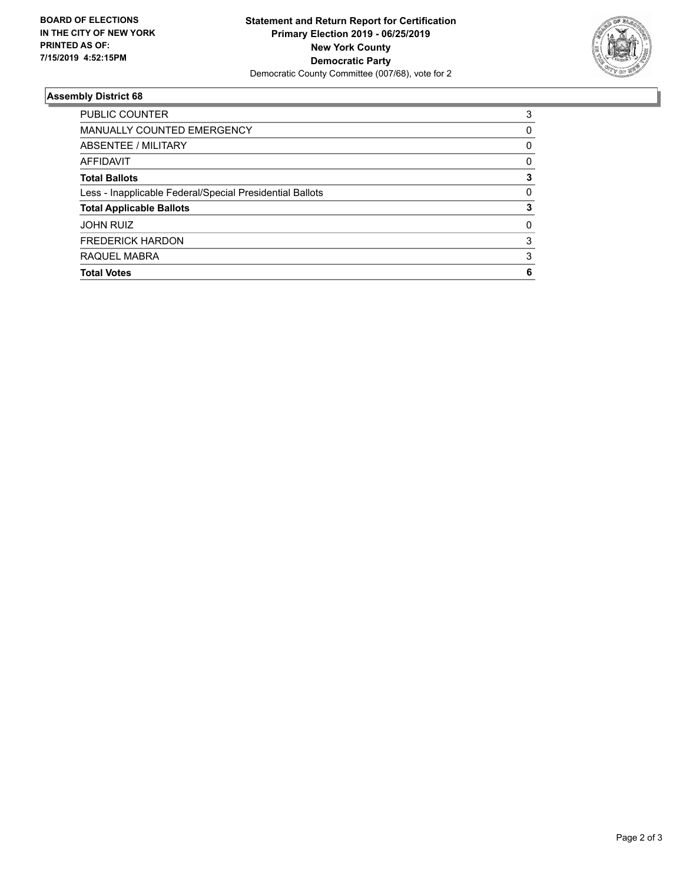**BOARD OF ELECTIONS IN THE CITY OF NEW YORK PRINTED AS OF: 7/15/2019 4:52:15PM**

**Statement and Return Report for Certification Primary Election 2019 - 06/25/2019 New York County Democratic Party**

Democratic County Committee (007/68), vote for 2

### Assembly District 68

| | |
|---|---|
| PUBLIC COUNTER | 3 |
| MANUALLY COUNTED EMERGENCY | 0 |
| ABSENTEE / MILITARY | 0 |
| AFFIDAVIT | 0 |
| **Total Ballots** | **3** |
| Less - Inapplicable Federal/Special Presidential Ballots | 0 |
| **Total Applicable Ballots** | **3** |
| JOHN RUIZ | 0 |
| FREDERICK HARDON | 3 |
| RAQUEL MABRA | 3 |
| **Total Votes** | **6** |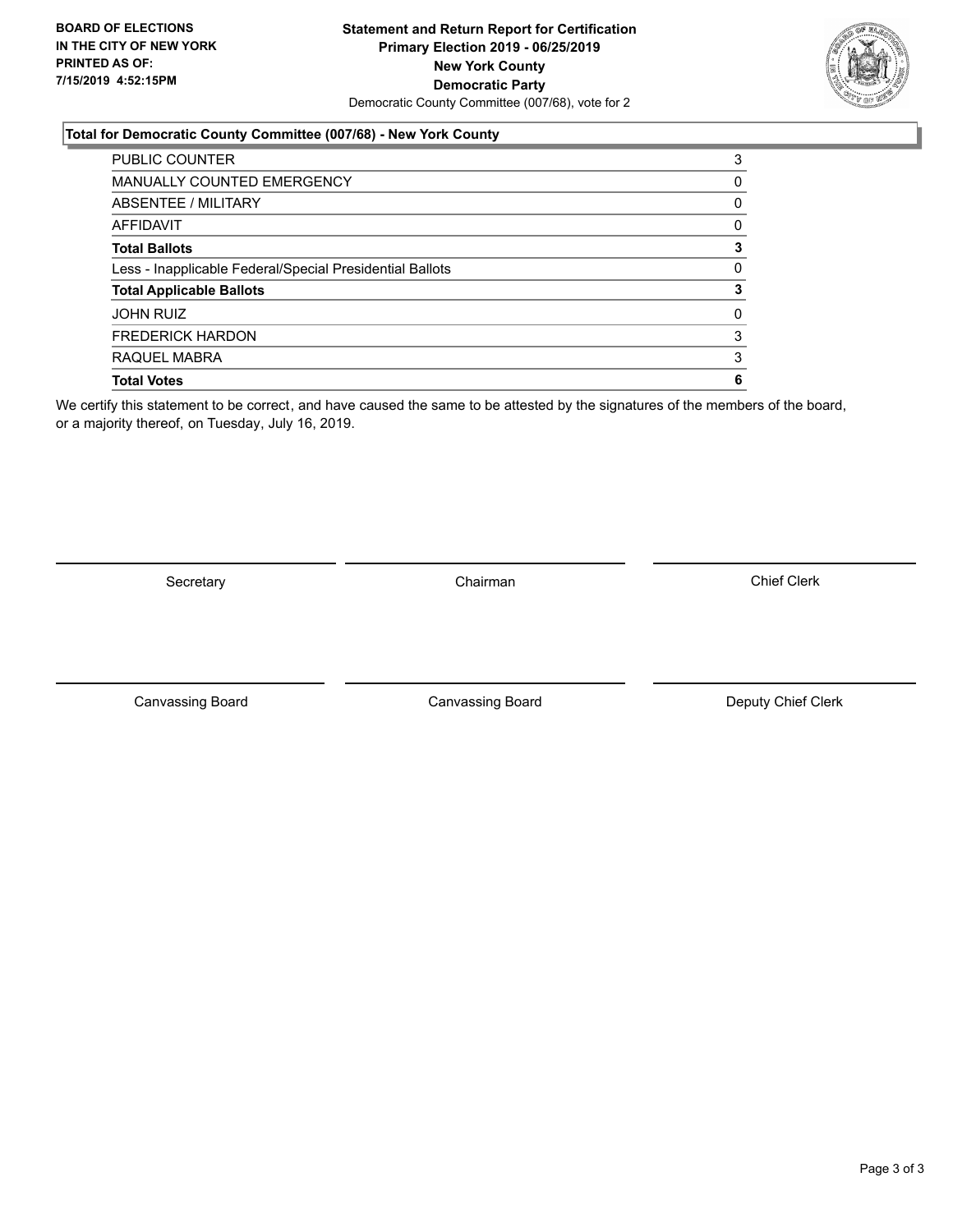**BOARD OF ELECTIONS IN THE CITY OF NEW YORK PRINTED AS OF: 7/15/2019 4:52:15PM**

**Statement and Return Report for Certification**
**Primary Election 2019 - 06/25/2019**
**New York County**
**Democratic Party**
Democratic County Committee (007/68), vote for 2

### Total for Democratic County Committee (007/68) - New York County

| | |
|---|---|
| PUBLIC COUNTER | 3 |
| MANUALLY COUNTED EMERGENCY | 0 |
| ABSENTEE / MILITARY | 0 |
| AFFIDAVIT | 0 |
| **Total Ballots** | **3** |
| Less - Inapplicable Federal/Special Presidential Ballots | 0 |
| **Total Applicable Ballots** | **3** |
| JOHN RUIZ | 0 |
| FREDERICK HARDON | 3 |
| RAQUEL MABRA | 3 |
| **Total Votes** | **6** |

We certify this statement to be correct, and have caused the same to be attested by the signatures of the members of the board, or a majority thereof, on Tuesday, July 16, 2019.

Secretary

Chairman

Chief Clerk

Canvassing Board

Canvassing Board

Deputy Chief Clerk